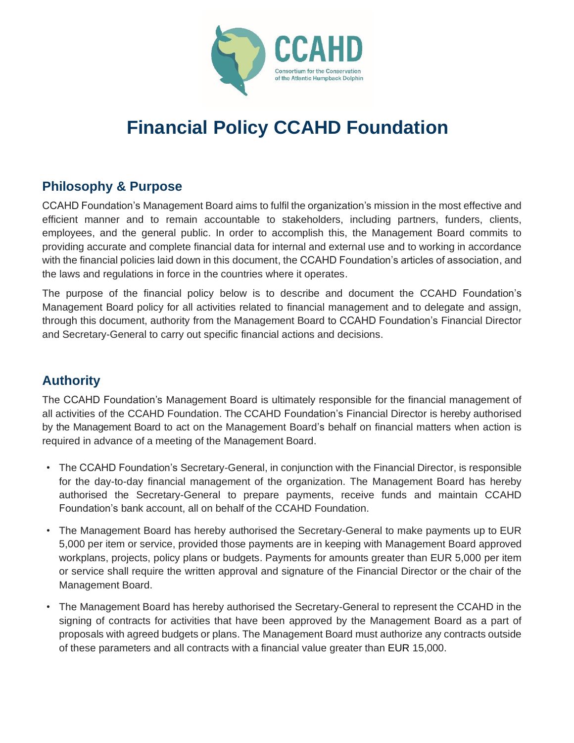# Financial Policy CCAHD Foundation

## Philosophy & Purpose

CCAHD Foundation's Management Board aims to fulfil the organization's mission in the most effective and efficient manner and to remain accountable to stakeholders, including partners, funders, clients, employees, and the general public. In order to accomplish this, the Management Board commits to providing accurate and complete financial data for internal and external use and to working in accordance with the financial policies laid down in this document, the CCAHD Foundation's articles of association, and the laws and regulations in force in the countries where it operates.

The purpose of the financial policy below is to describe and document the CCAHD Foundation's Management Board policy for all activities related to financial management and to delegate and assign, through this document, authority from the Management Board to CCAHD Foundation's Financial Director and Secretary-General to carry out specific financial actions and decisions.

## Authority

The CCAHD Foundation's Management Board is ultimately responsible for the financial management of all activities of the CCAHD Foundation. The CCAHD Foundation's Financial Director is hereby authorised by the Management Board to act on the Management Board's behalf on financial matters when action is required in advance of a meeting of the Management Board.

- The CCAHD Foundation's Secretary-General, in conjunction with the Financial Director, is responsible for the day-to-day financial management of the organization. The Management Board has hereby authorised the Secretary-General to prepare payments, receive funds and maintain CCAHD Foundation's bank account, all on behalf of the CCAHD Foundation.
- The Management Board has hereby authorised the Secretary-General to make payments up to EUR 5,000 per item or service, provided those payments are in keeping with Management Board approved workplans, projects, policy plans or budgets. Payments for amounts greater than EUR 5,000 per item or service shall require the written approval and signature of the Financial Director or the chair of the Management Board.
- The Management Board has hereby authorised the Secretary-General to represent the CCAHD in the signing of contracts for activities that have been approved by the Management Board as a part of proposals with agreed budgets or plans. The Management Board must authorize any contracts outside of these parameters and all contracts with a financial value greater than EUR 15,000.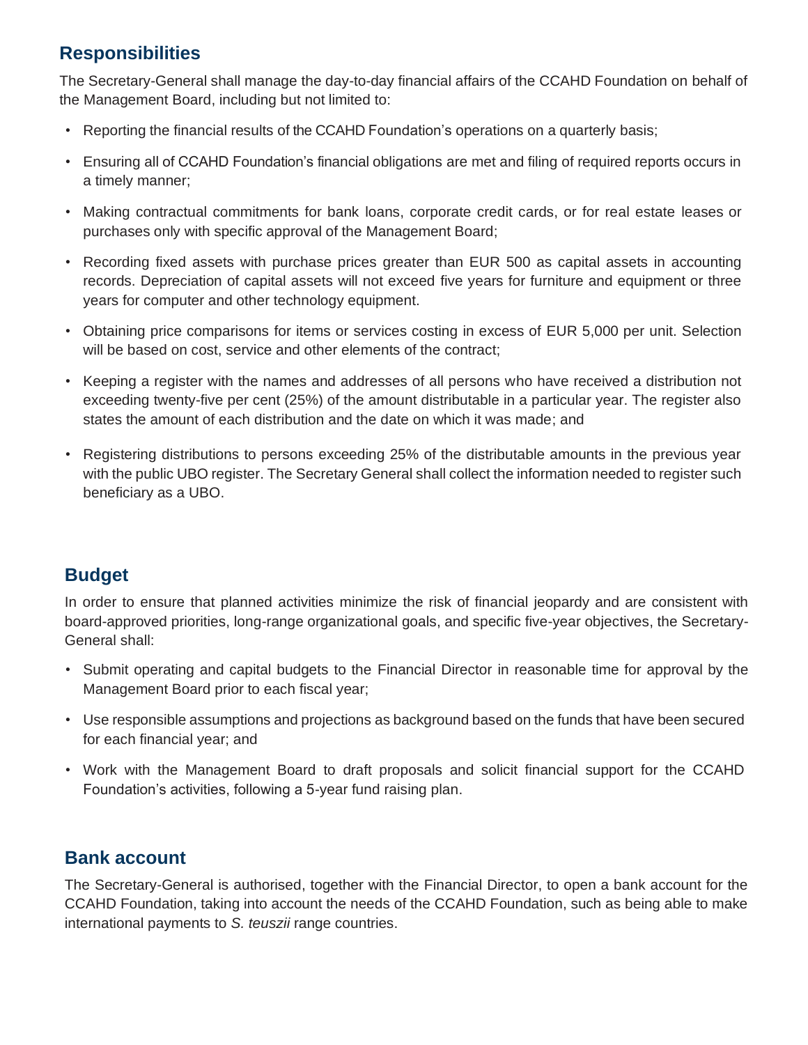## Responsibilities

The Secretary-General shall manage the day-to-day financial affairs of the CCAHD Foundation on behalf of the Management Board, including but not limited to:

- Reporting the financial results of the CCAHD Foundation's operations on a quarterly basis;
- Ensuring all of CCAHD Foundation's financial obligations are met and filing of required reports occurs in a timely manner;
- Making contractual commitments for bank loans, corporate credit cards, or for real estate leases or purchases only with specific approval of the Management Board;
- Recording fixed assets with purchase prices greater than EUR 500 as capital assets in accounting records. Depreciation of capital assets will not exceed five years for furniture and equipment or three years for computer and other technology equipment.
- Obtaining price comparisons for items or services costing in excess of EUR 5,000 per unit. Selection will be based on cost, service and other elements of the contract;
- Keeping a register with the names and addresses of all persons who have received a distribution not exceeding twenty-five per cent (25%) of the amount distributable in a particular year. The register also states the amount of each distribution and the date on which it was made; and
- Registering distributions to persons exceeding 25% of the distributable amounts in the previous year with the public UBO register. The Secretary General shall collect the information needed to register such beneficiary as a UBO.

## Budget

In order to ensure that planned activities minimize the risk of financial jeopardy and are consistent with board-approved priorities, long-range organizational goals, and specific five-year objectives, the Secretary-General shall:

- Submit operating and capital budgets to the Financial Director in reasonable time for approval by the Management Board prior to each fiscal year;
- Use responsible assumptions and projections as background based on the funds that have been secured for each financial year; and
- Work with the Management Board to draft proposals and solicit financial support for the CCAHD Foundation's activities, following a 5-year fund raising plan.

## Bank account

The Secretary-General is authorised, together with the Financial Director, to open a bank account for the CCAHD Foundation, taking into account the needs of the CCAHD Foundation, such as being able to make international payments to *S. teuszii* range countries.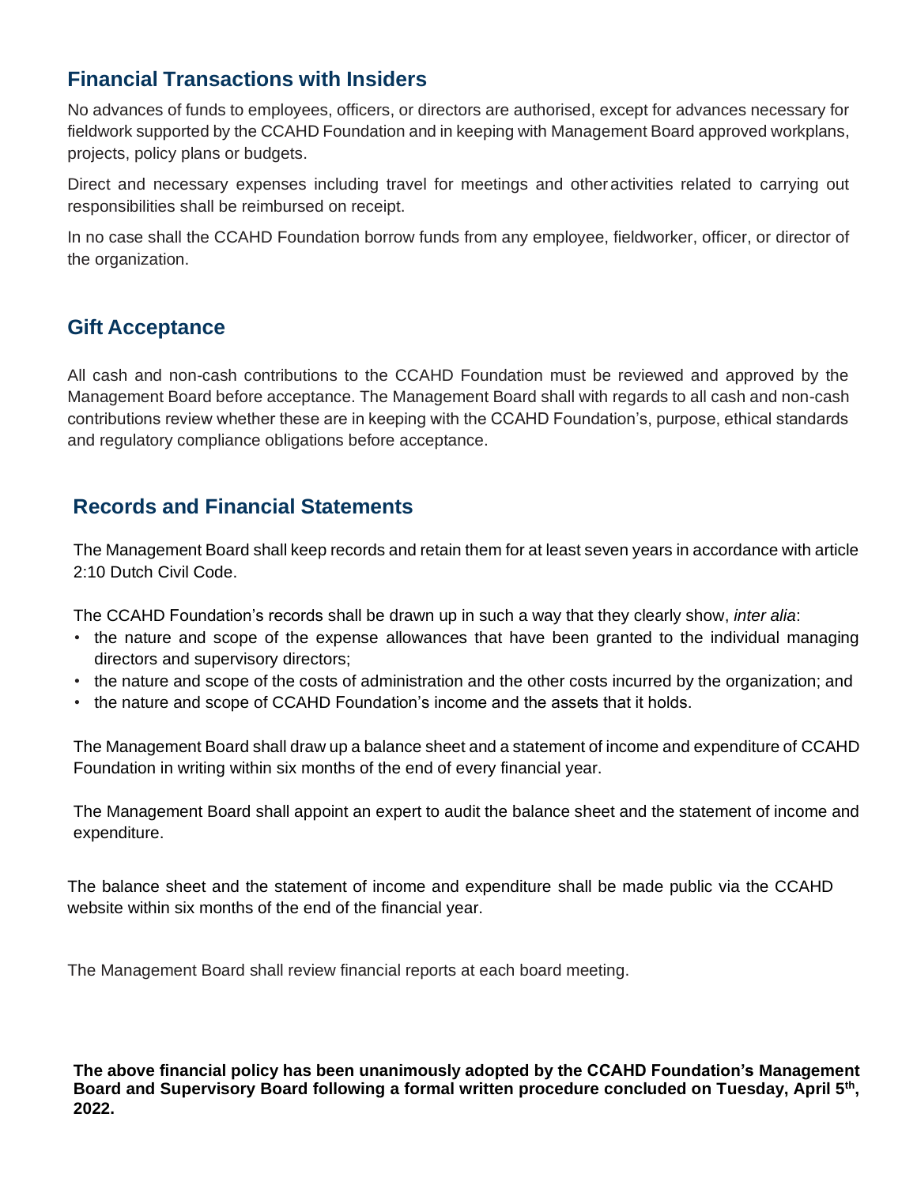## Financial Transactions with Insiders

No advances of funds to employees, officers, or directors are authorised, except for advances necessary for fieldwork supported by the CCAHD Foundation and in keeping with Management Board approved workplans, projects, policy plans or budgets.

Direct and necessary expenses including travel for meetings and other activities related to carrying out responsibilities shall be reimbursed on receipt.

In no case shall the CCAHD Foundation borrow funds from any employee, fieldworker, officer, or director of the organization.

## Gift Acceptance

All cash and non-cash contributions to the CCAHD Foundation must be reviewed and approved by the Management Board before acceptance. The Management Board shall with regards to all cash and non-cash contributions review whether these are in keeping with the CCAHD Foundation's, purpose, ethical standards and regulatory compliance obligations before acceptance.

## Records and Financial Statements

The Management Board shall keep records and retain them for at least seven years in accordance with article 2:10 Dutch Civil Code.

The CCAHD Foundation's records shall be drawn up in such a way that they clearly show, *inter alia*:

- the nature and scope of the expense allowances that have been granted to the individual managing directors and supervisory directors;
- the nature and scope of the costs of administration and the other costs incurred by the organization; and
- the nature and scope of CCAHD Foundation's income and the assets that it holds.

The Management Board shall draw up a balance sheet and a statement of income and expenditure of CCAHD Foundation in writing within six months of the end of every financial year.

The Management Board shall appoint an expert to audit the balance sheet and the statement of income and expenditure.

The balance sheet and the statement of income and expenditure shall be made public via the CCAHD website within six months of the end of the financial year.

The Management Board shall review financial reports at each board meeting.

**The above financial policy has been unanimously adopted by the CCAHD Foundation's Management Board and Supervisory Board following a formal written procedure concluded on Tuesday, April 5th, 2022.**